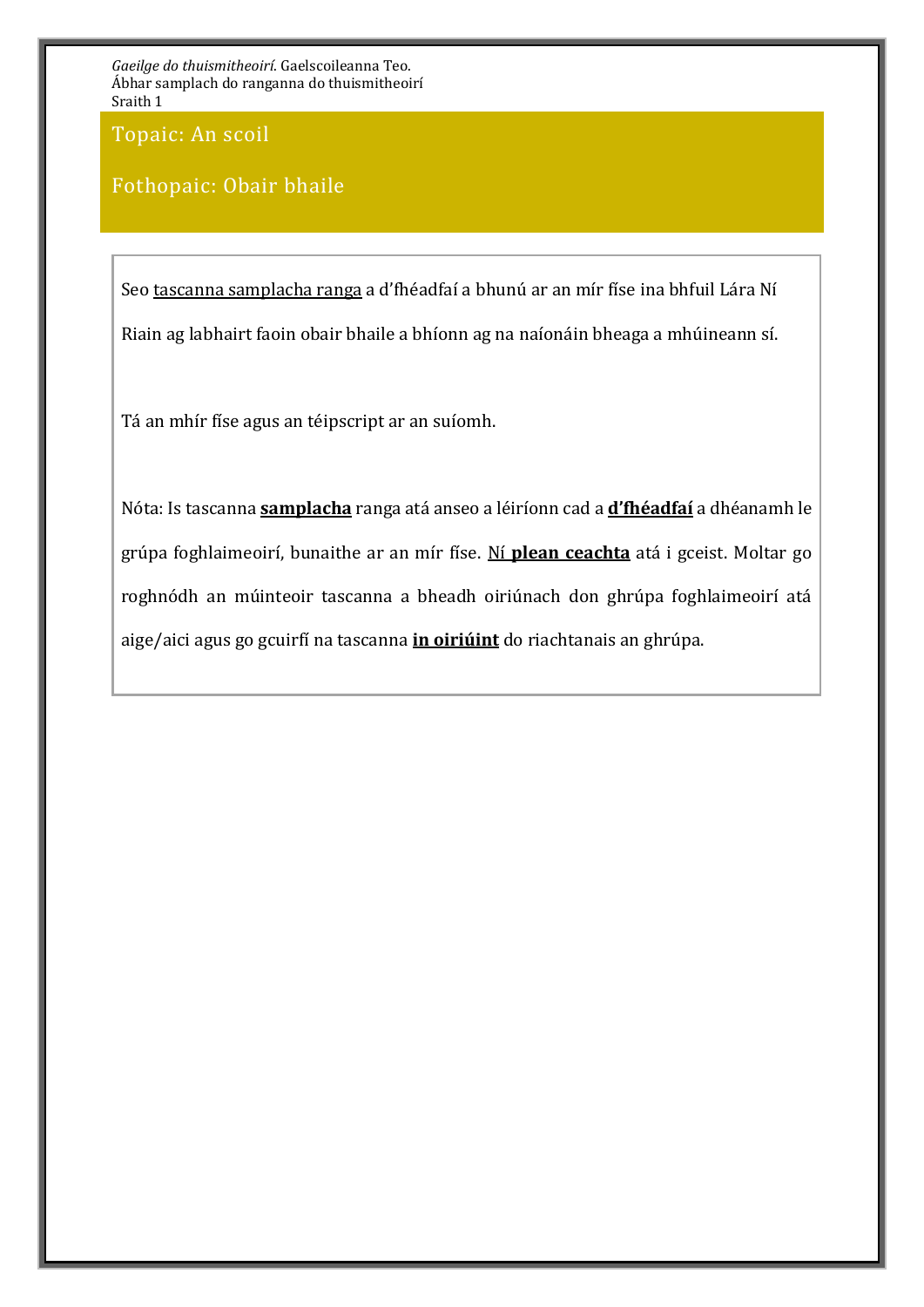*Gaeilge do thuismitheoirí*. Gaelscoileanna Teo.
Ábhar samplach do ranganna do thuismitheoirí
Sraith 1

## Topaic: An scoil

## Fothopaic: Obair bhaile

Seo <u>tascanna samplacha ranga</u> a d'fhéadfaí a bhunú ar an mír físe ina bhfuil Lára Ní Riain ag labhairt faoin obair bhaile a bhíonn ag na naíonáin bheaga a mhúineann sí.

Tá an mhír físe agus an téipscript ar an suíomh.

Nóta: Is tascanna **<u>samplacha</u>** ranga atá anseo a léiríonn cad a **<u>d'fhéadfaí</u>** a dhéanamh le grúpa foghlaimeoirí, bunaithe ar an mír físe. <u>Ní **plean ceachta**</u> atá i gceist. Moltar go roghnódh an múinteoir tascanna a bheadh oiriúnach don ghrúpa foghlaimeoirí atá aige/aici agus go gcuirfí na tascanna **<u>in oiriúint</u>** do riachtanais an ghrúpa.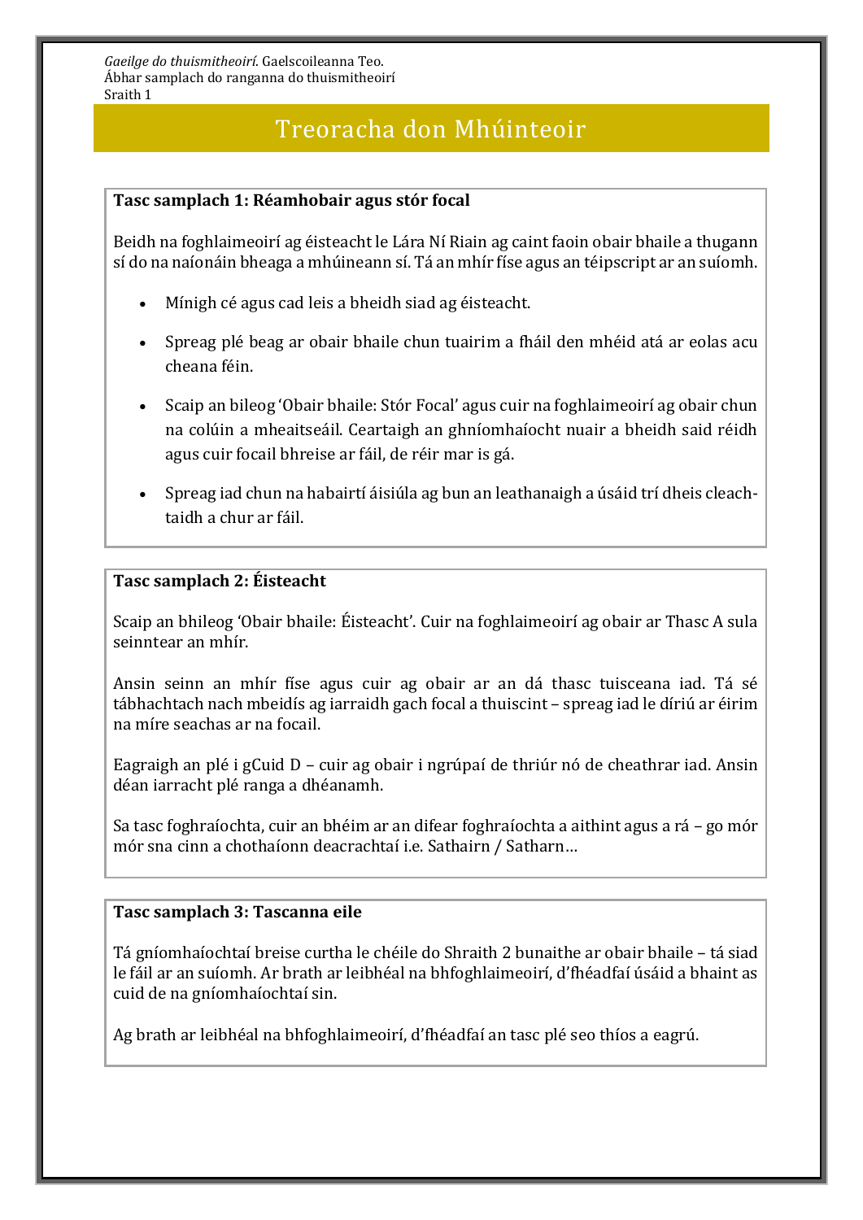*Gaeilge do thuismitheoirí*. Gaelscoileanna Teo.
Ábhar samplach do ranganna do thuismitheoirí
Sraith 1

# Treoracha don Mhúinteoir

**Tasc samplach 1: Réamhobair agus stór focal**

Beidh na foghlaimeoirí ag éisteacht le Lára Ní Riain ag caint faoin obair bhaile a thugann sí do na naíonáin bheaga a mhúineann sí. Tá an mhír físe agus an téipscript ar an suíomh.

- Mínigh cé agus cad leis a bheidh siad ag éisteacht.
- Spreag plé beag ar obair bhaile chun tuairim a fháil den mhéid atá ar eolas acu cheana féin.
- Scaip an bileog 'Obair bhaile: Stór Focal' agus cuir na foghlaimeoirí ag obair chun na colúin a mheaitseáil. Ceartaigh an ghníomhaíocht nuair a bheidh said réidh agus cuir focail bhreise ar fáil, de réir mar is gá.
- Spreag iad chun na habairtí áisiúla ag bun an leathanaigh a úsáid trí dheis cleachtaidh a chur ar fáil.

**Tasc samplach 2: Éisteacht**

Scaip an bhileog 'Obair bhaile: Éisteacht'. Cuir na foghlaimeoirí ag obair ar Thasc A sula seinntear an mhír.

Ansin seinn an mhír físe agus cuir ag obair ar an dá thasc tuisceana iad. Tá sé tábhachtach nach mbeidís ag iarraidh gach focal a thuiscint – spreag iad le díriú ar éirim na míre seachas ar na focail.

Eagraigh an plé i gCuid D – cuir ag obair i ngrúpaí de thriúr nó de cheathrar iad. Ansin déan iarracht plé ranga a dhéanamh.

Sa tasc foghraíochta, cuir an bhéim ar an difear foghraíochta a aithint agus a rá – go mór mór sna cinn a chothaíonn deacrachtaí i.e. Sathairn / Satharn…

**Tasc samplach 3: Tascanna eile**

Tá gníomhaíochtaí breise curtha le chéile do Shraith 2 bunaithe ar obair bhaile – tá siad le fáil ar an suíomh. Ar brath ar leibhéal na bhfoghlaimeoirí, d'fhéadfaí úsáid a bhaint as cuid de na gníomhaíochtaí sin.

Ag brath ar leibhéal na bhfoghlaimeoirí, d'fhéadfaí an tasc plé seo thíos a eagrú.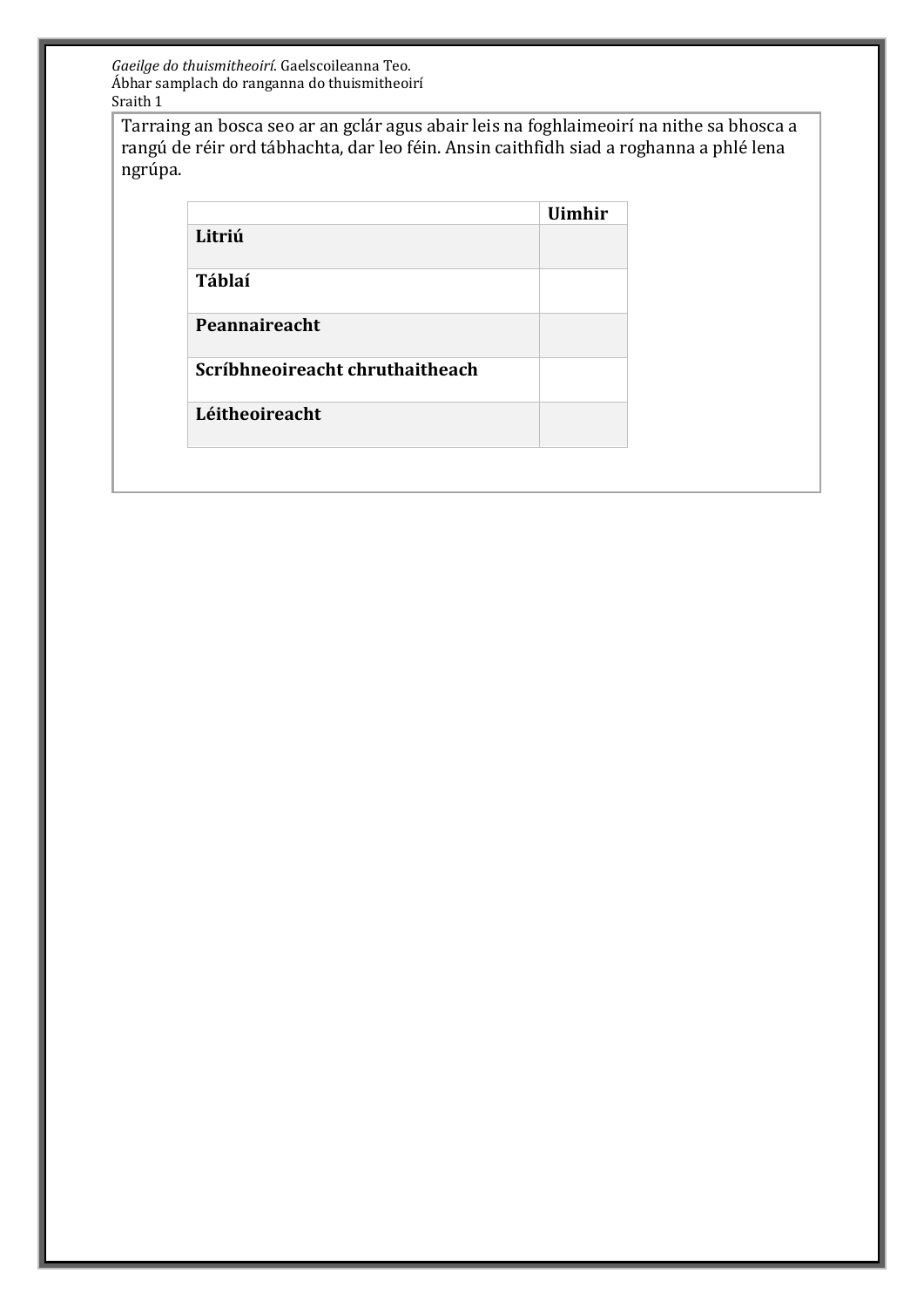Tarraing an bosca seo ar an gclár agus abair leis na foghlaimeoirí na nithe sa bhosca a rangú de réir ord tábhachta, dar leo féin. Ansin caithfidh siad a roghanna a phlé lena ngrúpa.

| | **Uimhir** |
|---|---|
| **Litriú** | |
| **Táblaí** | |
| **Peannaireacht** | |
| **Scríbhneoireacht chruthaitheach** | |
| **Léitheoireacht** | |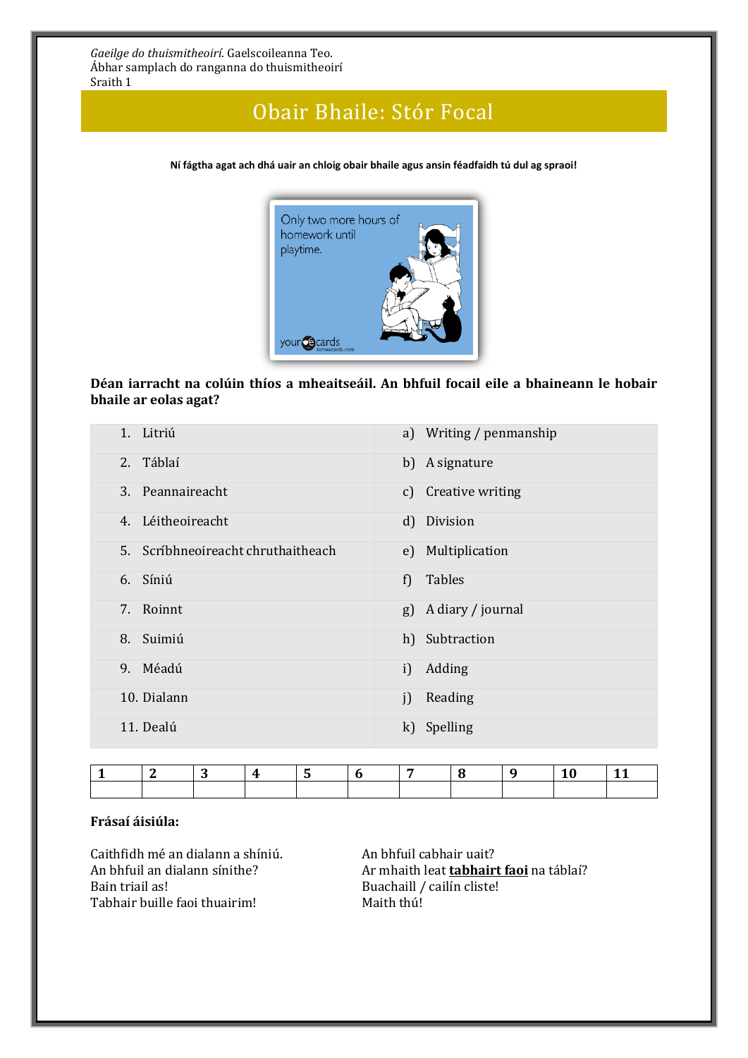*Gaeilge do thuismitheoirí.* Gaelscoileanna Teo.
Ábhar samplach do ranganna do thuismitheoirí
Sraith 1

# Obair Bhaile: Stór Focal

**Ní fágtha agat ach dhá uair an chloig obair bhaile agus ansin féadfaidh tú dul ag spraoi!**

**Déan iarracht na colúin thíos a mheaitseáil. An bhfuil focail eile a bhaineann le hobair bhaile ar eolas agat?**

| | |
|---|---|
| 1. Litriú | a) Writing / penmanship |
| 2. Táblaí | b) A signature |
| 3. Peannaireacht | c) Creative writing |
| 4. Léitheoireacht | d) Division |
| 5. Scríbhneoireacht chruthaitheach | e) Multiplication |
| 6. Síniú | f) Tables |
| 7. Roinnt | g) A diary / journal |
| 8. Suimiú | h) Subtraction |
| 9. Méadú | i) Adding |
| 10. Dialann | j) Reading |
| 11. Dealú | k) Spelling |

| 1 | 2 | 3 | 4 | 5 | 6 | 7 | 8 | 9 | 10 | 11 |
|---|---|---|---|---|---|---|---|---|---|---|
| | | | | | | | | | | |

**Frásaí áisiúla:**

Caithfidh mé an dialann a shíniú.
An bhfuil an dialann sínithe?
Bain triail as!
Tabhair buille faoi thuairim!

An bhfuil cabhair uait?
Ar mhaith leat **tabhairt faoi** na táblaí?
Buachaill / cailín cliste!
Maith thú!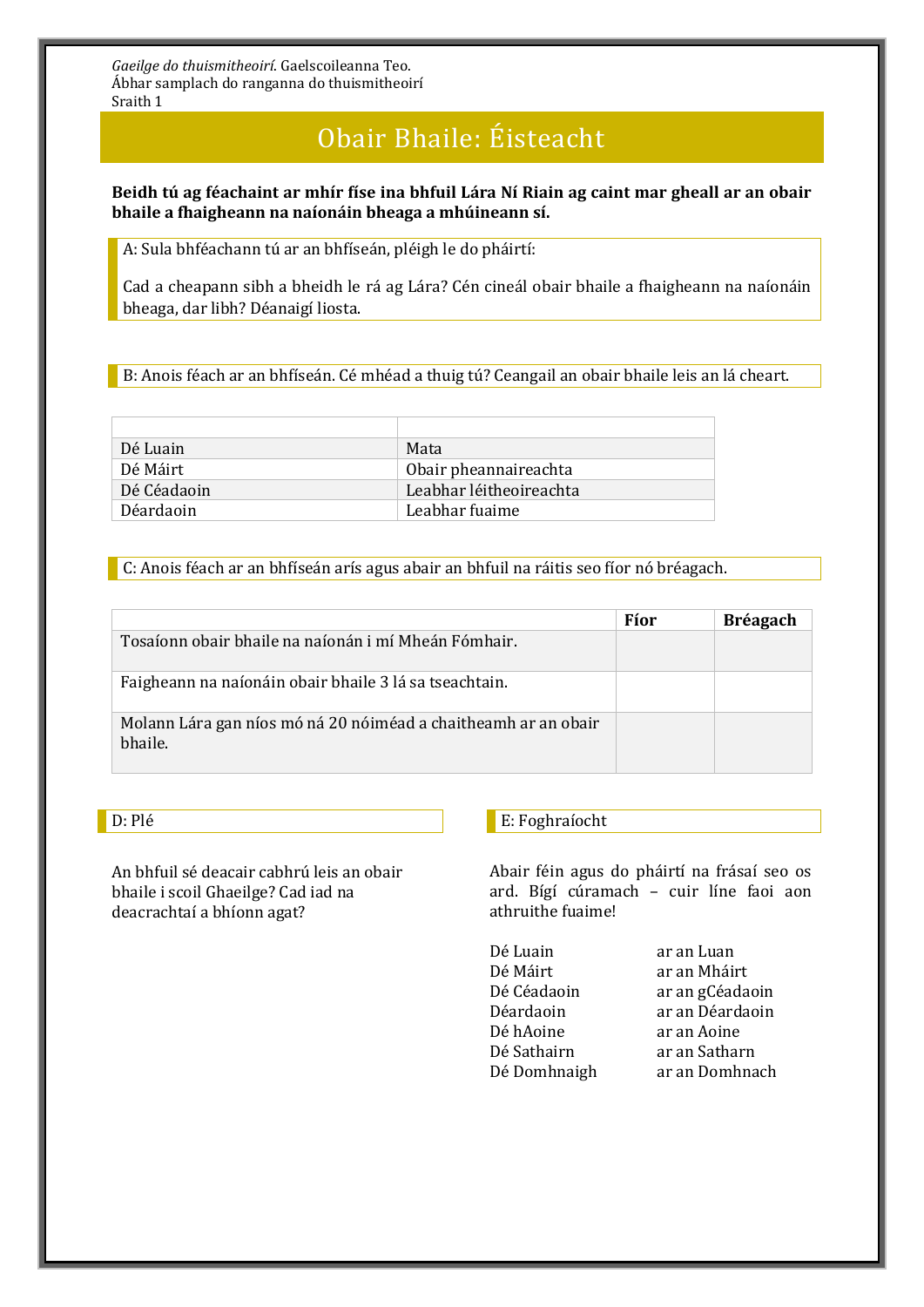*Gaeilge do thuismitheoirí*. Gaelscoileanna Teo.
Ábhar samplach do ranganna do thuismitheoirí
Sraith 1

# Obair Bhaile: Éisteacht

**Beidh tú ag féachaint ar mhír físe ina bhfuil Lára Ní Riain ag caint mar gheall ar an obair bhaile a fhaigheann na naíonáin bheaga a mhúineann sí.**

A: Sula bhféachann tú ar an bhfíseán, pléigh le do pháirtí:

Cad a cheapann sibh a bheidh le rá ag Lára? Cén cineál obair bhaile a fhaigheann na naíonáin bheaga, dar libh? Déanaigí liosta.

B: Anois féach ar an bhfíseán. Cé mhéad a thuig tú? Ceangail an obair bhaile leis an lá cheart.

| | |
|---|---|
| Dé Luain | Mata |
| Dé Máirt | Obair pheannaireachta |
| Dé Céadaoin | Leabhar léitheoireachta |
| Déardaoin | Leabhar fuaime |

C: Anois féach ar an bhfíseán arís agus abair an bhfuil na ráitis seo fíor nó bréagach.

| | Fíor | Bréagach |
|---|---|---|
| Tosaíonn obair bhaile na naíonán i mí Mheán Fómhair. | | |
| Faigheann na naíonáin obair bhaile 3 lá sa tseachtain. | | |
| Molann Lára gan níos mó ná 20 nóiméad a chaitheamh ar an obair bhaile. | | |

D: Plé

An bhfuil sé deacair cabhrú leis an obair bhaile i scoil Ghaeilge? Cad iad na deacrachtaí a bhíonn agat?

E: Foghraíocht

Abair féin agus do pháirtí na frásaí seo os ard. Bígí cúramach – cuir líne faoi aon athruithe fuaime!

| | |
|---|---|
| Dé Luain | ar an Luan |
| Dé Máirt | ar an Mháirt |
| Dé Céadaoin | ar an gCéadaoin |
| Déardaoin | ar an Déardaoin |
| Dé hAoine | ar an Aoine |
| Dé Sathairn | ar an Satharn |
| Dé Domhnaigh | ar an Domhnach |